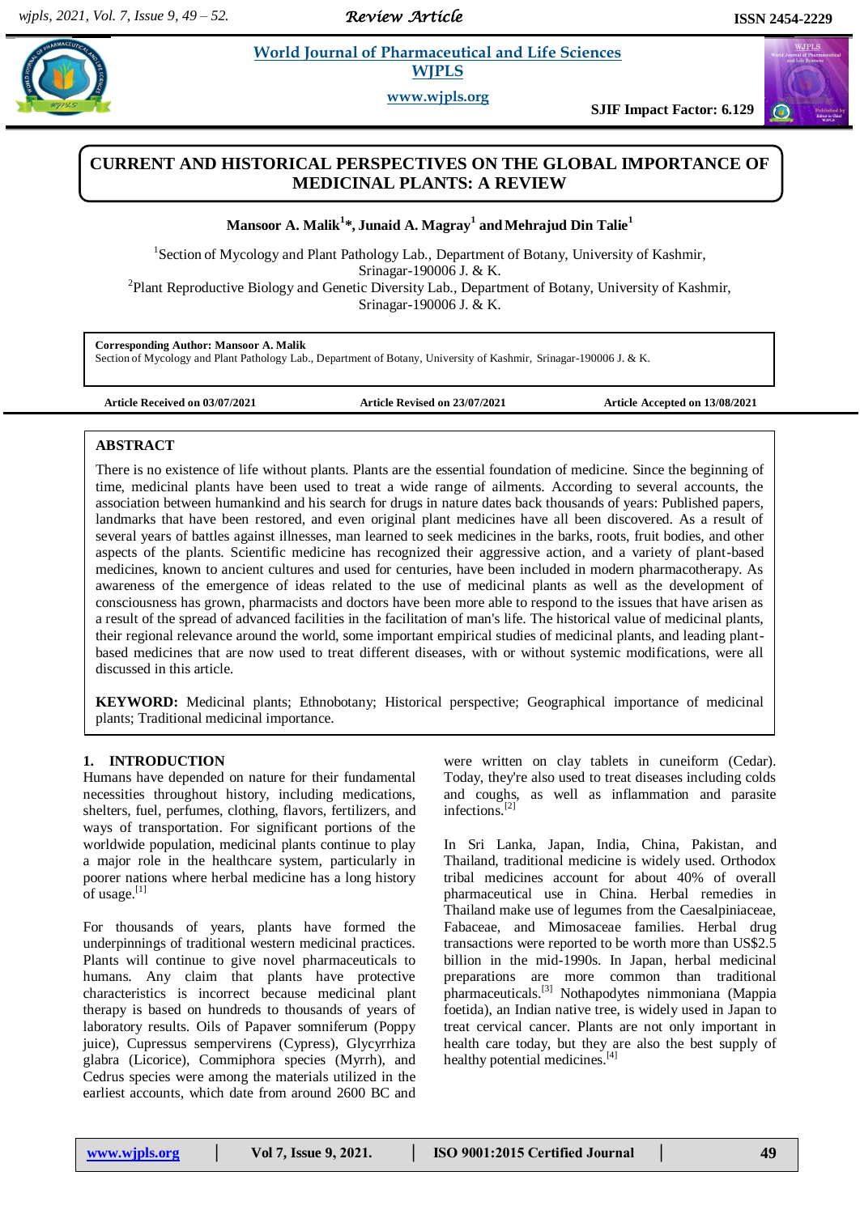# CURRENT AND HISTORICAL PERSPECTIVES ON THE GLOBAL IMPORTANCE OF MEDICINAL PLANTS: A REVIEW

**Mansoor A. Malik[1]\*, Junaid A. Magray[1] and Mehrajud Din Talie[1]**

[1]Section of Mycology and Plant Pathology Lab., Department of Botany, University of Kashmir, Srinagar-190006 J. & K.

[2]Plant Reproductive Biology and Genetic Diversity Lab., Department of Botany, University of Kashmir, Srinagar-190006 J. & K.

**Corresponding Author: Mansoor A. Malik**
Section of Mycology and Plant Pathology Lab., Department of Botany, University of Kashmir, Srinagar-190006 J. & K.

**Article Received on 03/07/2021** **Article Revised on 23/07/2021** **Article Accepted on 13/08/2021**

## ABSTRACT

There is no existence of life without plants. Plants are the essential foundation of medicine. Since the beginning of time, medicinal plants have been used to treat a wide range of ailments. According to several accounts, the association between humankind and his search for drugs in nature dates back thousands of years: Published papers, landmarks that have been restored, and even original plant medicines have all been discovered. As a result of several years of battles against illnesses, man learned to seek medicines in the barks, roots, fruit bodies, and other aspects of the plants. Scientific medicine has recognized their aggressive action, and a variety of plant-based medicines, known to ancient cultures and used for centuries, have been included in modern pharmacotherapy. As awareness of the emergence of ideas related to the use of medicinal plants as well as the development of consciousness has grown, pharmacists and doctors have been more able to respond to the issues that have arisen as a result of the spread of advanced facilities in the facilitation of man's life. The historical value of medicinal plants, their regional relevance around the world, some important empirical studies of medicinal plants, and leading plant-based medicines that are now used to treat different diseases, with or without systemic modifications, were all discussed in this article.

**KEYWORD:** Medicinal plants; Ethnobotany; Historical perspective; Geographical importance of medicinal plants; Traditional medicinal importance.

## 1. INTRODUCTION

Humans have depended on nature for their fundamental necessities throughout history, including medications, shelters, fuel, perfumes, clothing, flavors, fertilizers, and ways of transportation. For significant portions of the worldwide population, medicinal plants continue to play a major role in the healthcare system, particularly in poorer nations where herbal medicine has a long history of usage.[1]

For thousands of years, plants have formed the underpinnings of traditional western medicinal practices. Plants will continue to give novel pharmaceuticals to humans. Any claim that plants have protective characteristics is incorrect because medicinal plant therapy is based on hundreds to thousands of years of laboratory results. Oils of Papaver somniferum (Poppy juice), Cupressus sempervirens (Cypress), Glycyrrhiza glabra (Licorice), Commiphora species (Myrrh), and Cedrus species were among the materials utilized in the earliest accounts, which date from around 2600 BC and were written on clay tablets in cuneiform (Cedar). Today, they're also used to treat diseases including colds and coughs, as well as inflammation and parasite infections.[2]

In Sri Lanka, Japan, India, China, Pakistan, and Thailand, traditional medicine is widely used. Orthodox tribal medicines account for about 40% of overall pharmaceutical use in China. Herbal remedies in Thailand make use of legumes from the Caesalpiniaceae, Fabaceae, and Mimosaceae families. Herbal drug transactions were reported to be worth more than US$2.5 billion in the mid-1990s. In Japan, herbal medicinal preparations are more common than traditional pharmaceuticals.[3] Nothapodytes nimmoniana (Mappia foetida), an Indian native tree, is widely used in Japan to treat cervical cancer. Plants are not only important in health care today, but they are also the best supply of healthy potential medicines.[4]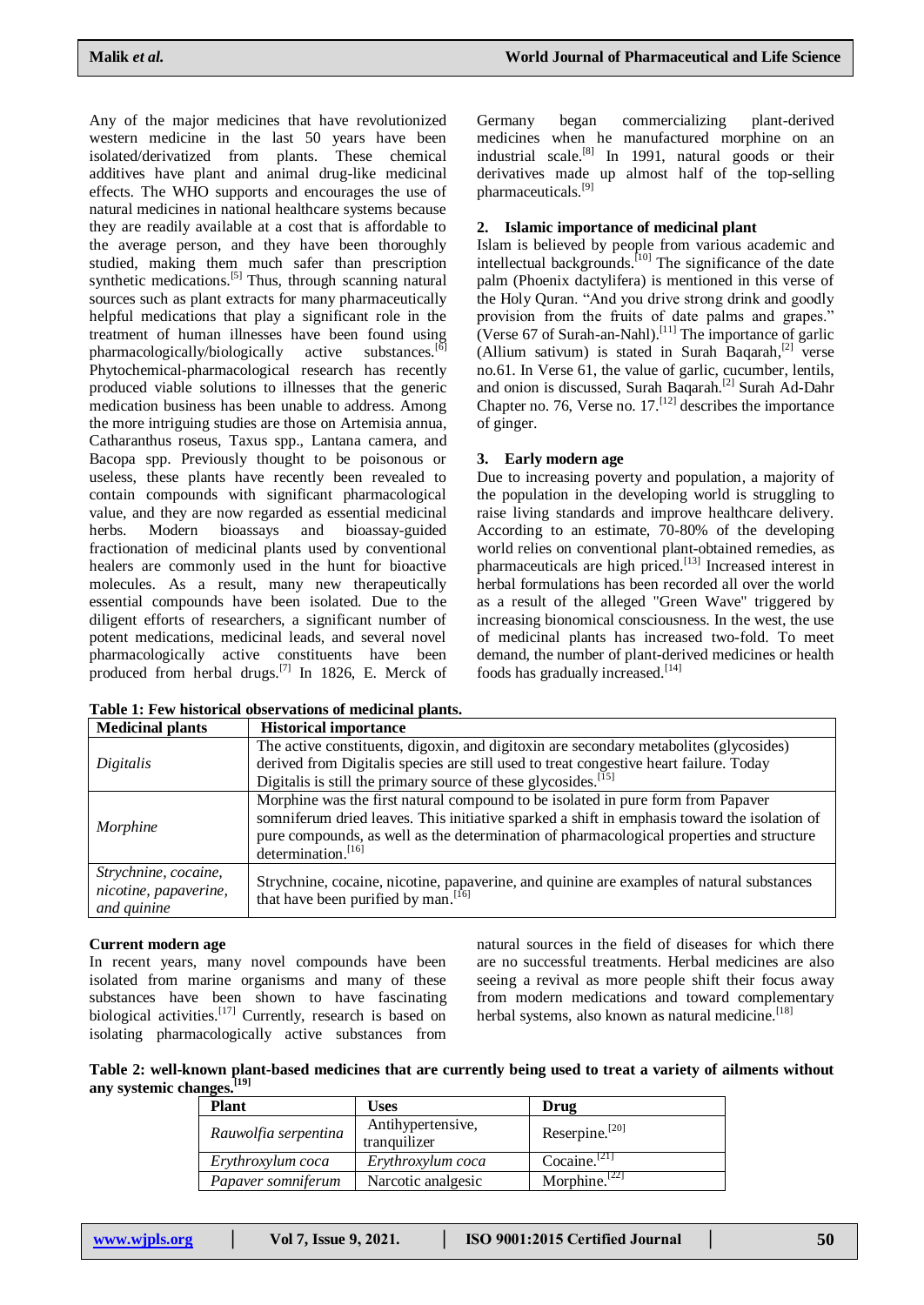Any of the major medicines that have revolutionized western medicine in the last 50 years have been isolated/derivatized from plants. These chemical additives have plant and animal drug-like medicinal effects. The WHO supports and encourages the use of natural medicines in national healthcare systems because they are readily available at a cost that is affordable to the average person, and they have been thoroughly studied, making them much safer than prescription synthetic medications.[5] Thus, through scanning natural sources such as plant extracts for many pharmaceutically helpful medications that play a significant role in the treatment of human illnesses have been found using pharmacologically/biologically active substances.[6] Phytochemical-pharmacological research has recently produced viable solutions to illnesses that the generic medication business has been unable to address. Among the more intriguing studies are those on Artemisia annua, Catharanthus roseus, Taxus spp., Lantana camera, and Bacopa spp. Previously thought to be poisonous or useless, these plants have recently been revealed to contain compounds with significant pharmacological value, and they are now regarded as essential medicinal herbs. Modern bioassays and bioassay-guided fractionation of medicinal plants used by conventional healers are commonly used in the hunt for bioactive molecules. As a result, many new therapeutically essential compounds have been isolated. Due to the diligent efforts of researchers, a significant number of potent medications, medicinal leads, and several novel pharmacologically active constituents have been produced from herbal drugs.[7] In 1826, E. Merck of Germany began commercializing plant-derived medicines when he manufactured morphine on an industrial scale.[8] In 1991, natural goods or their derivatives made up almost half of the top-selling pharmaceuticals.[9]

## 2. Islamic importance of medicinal plant

Islam is believed by people from various academic and intellectual backgrounds.[10] The significance of the date palm (Phoenix dactylifera) is mentioned in this verse of the Holy Quran. "And you drive strong drink and goodly provision from the fruits of date palms and grapes." (Verse 67 of Surah-an-Nahl).[11] The importance of garlic (Allium sativum) is stated in Surah Baqarah,[2] verse no.61. In Verse 61, the value of garlic, cucumber, lentils, and onion is discussed, Surah Baqarah.[2] Surah Ad-Dahr Chapter no. 76, Verse no. 17.[12] describes the importance of ginger.

## 3. Early modern age

Due to increasing poverty and population, a majority of the population in the developing world is struggling to raise living standards and improve healthcare delivery. According to an estimate, 70-80% of the developing world relies on conventional plant-obtained remedies, as pharmaceuticals are high priced.[13] Increased interest in herbal formulations has been recorded all over the world as a result of the alleged "Green Wave" triggered by increasing bionomical consciousness. In the west, the use of medicinal plants has increased two-fold. To meet demand, the number of plant-derived medicines or health foods has gradually increased.[14]

**Table 1: Few historical observations of medicinal plants.**

| Medicinal plants | Historical importance |
|---|---|
| *Digitalis* | The active constituents, digoxin, and digitoxin are secondary metabolites (glycosides) derived from Digitalis species are still used to treat congestive heart failure. Today Digitalis is still the primary source of these glycosides.[15] |
| *Morphine* | Morphine was the first natural compound to be isolated in pure form from Papaver somniferum dried leaves. This initiative sparked a shift in emphasis toward the isolation of pure compounds, as well as the determination of pharmacological properties and structure determination.[16] |
| *Strychnine, cocaine, nicotine, papaverine, and quinine* | Strychnine, cocaine, nicotine, papaverine, and quinine are examples of natural substances that have been purified by man.[16] |

## Current modern age

In recent years, many novel compounds have been isolated from marine organisms and many of these substances have been shown to have fascinating biological activities.[17] Currently, research is based on isolating pharmacologically active substances from natural sources in the field of diseases for which there are no successful treatments. Herbal medicines are also seeing a revival as more people shift their focus away from modern medications and toward complementary herbal systems, also known as natural medicine.[18]

**Table 2: well-known plant-based medicines that are currently being used to treat a variety of ailments without any systemic changes.[19]**

| Plant | Uses | Drug |
|---|---|---|
| *Rauwolfia serpentina* | Antihypertensive, tranquilizer | Reserpine.[20] |
| *Erythroxylum coca* | *Erythroxylum coca* | Cocaine.[21] |
| *Papaver somniferum* | Narcotic analgesic | Morphine.[22] |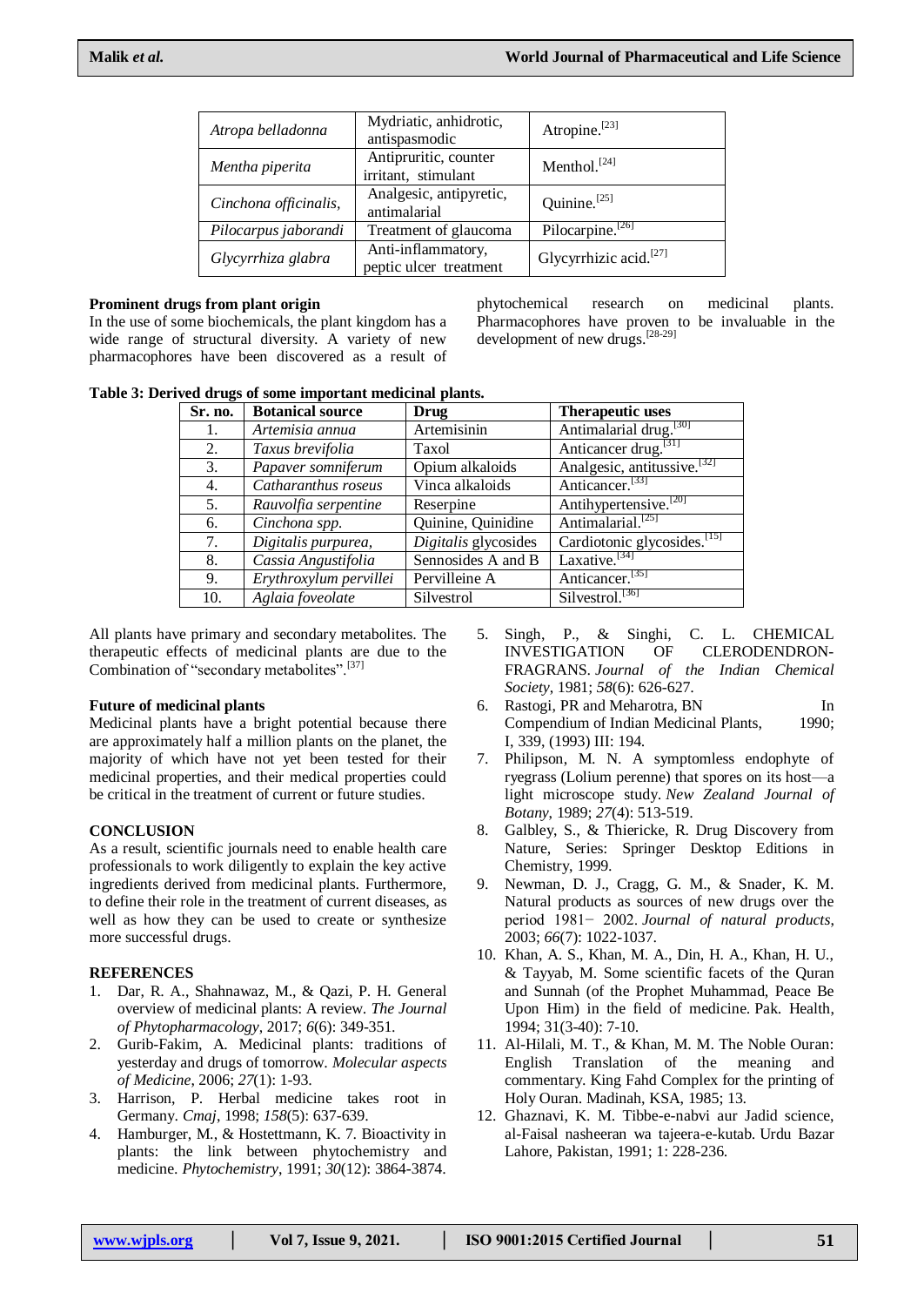| *Atropa belladonna* | Mydriatic, anhidrotic, antispasmodic | Atropine.[23] |
|---|---|---|
| *Mentha piperita* | Antipruritic, counter irritant, stimulant | Menthol.[24] |
| *Cinchona officinalis,* | Analgesic, antipyretic, antimalarial | Quinine.[25] |
| *Pilocarpus jaborandi* | Treatment of glaucoma | Pilocarpine.[26] |
| *Glycyrrhiza glabra* | Anti-inflammatory, peptic ulcer treatment | Glycyrrhizic acid.[27] |

**Prominent drugs from plant origin**

In the use of some biochemicals, the plant kingdom has a wide range of structural diversity. A variety of new pharmacophores have been discovered as a result of phytochemical research on medicinal plants. Pharmacophores have proven to be invaluable in the development of new drugs.[28-29]

**Table 3: Derived drugs of some important medicinal plants.**

| Sr. no. | Botanical source | Drug | Therapeutic uses |
|---|---|---|---|
| 1. | *Artemisia annua* | Artemisinin | Antimalarial drug.[30] |
| 2. | *Taxus brevifolia* | Taxol | Anticancer drug.[31] |
| 3. | *Papaver somniferum* | Opium alkaloids | Analgesic, antitussive.[32] |
| 4. | *Catharanthus roseus* | Vinca alkaloids | Anticancer.[33] |
| 5. | *Rauvolfia serpentine* | Reserpine | Antihypertensive.[20] |
| 6. | *Cinchona spp.* | Quinine, Quinidine | Antimalarial.[25] |
| 7. | *Digitalis purpurea,* | *Digitalis* glycosides | Cardiotonic glycosides.[15] |
| 8. | *Cassia Angustifolia* | Sennosides A and B | Laxative.[34] |
| 9. | *Erythroxylum pervillei* | Pervilleine A | Anticancer.[35] |
| 10. | *Aglaia foveolate* | Silvestrol | Silvestrol.[36] |

All plants have primary and secondary metabolites. The therapeutic effects of medicinal plants are due to the Combination of "secondary metabolites".[37]

**Future of medicinal plants**

Medicinal plants have a bright potential because there are approximately half a million plants on the planet, the majority of which have not yet been tested for their medicinal properties, and their medical properties could be critical in the treatment of current or future studies.

**CONCLUSION**

As a result, scientific journals need to enable health care professionals to work diligently to explain the key active ingredients derived from medicinal plants. Furthermore, to define their role in the treatment of current diseases, as well as how they can be used to create or synthesize more successful drugs.

**REFERENCES**

1. Dar, R. A., Shahnawaz, M., & Qazi, P. H. General overview of medicinal plants: A review. *The Journal of Phytopharmacology*, 2017; *6*(6): 349-351.
2. Gurib-Fakim, A. Medicinal plants: traditions of yesterday and drugs of tomorrow. *Molecular aspects of Medicine*, 2006; *27*(1): 1-93.
3. Harrison, P. Herbal medicine takes root in Germany. *Cmaj*, 1998; *158*(5): 637-639.
4. Hamburger, M., & Hostettmann, K. 7. Bioactivity in plants: the link between phytochemistry and medicine. *Phytochemistry*, 1991; *30*(12): 3864-3874.
5. Singh, P., & Singhi, C. L. CHEMICAL INVESTIGATION OF CLERODENDRON-FRAGRANS. *Journal of the Indian Chemical Society*, 1981; *58*(6): 626-627.
6. Rastogi, PR and Meharotra, BN In Compendium of Indian Medicinal Plants, 1990; I, 339, (1993) III: 194.
7. Philipson, M. N. A symptomless endophyte of ryegrass (Lolium perenne) that spores on its host—a light microscope study. *New Zealand Journal of Botany*, 1989; *27*(4): 513-519.
8. Galbley, S., & Thiericke, R. Drug Discovery from Nature, Series: Springer Desktop Editions in Chemistry, 1999.
9. Newman, D. J., Cragg, G. M., & Snader, K. M. Natural products as sources of new drugs over the period 1981− 2002. *Journal of natural products*, 2003; *66*(7): 1022-1037.
10. Khan, A. S., Khan, M. A., Din, H. A., Khan, H. U., & Tayyab, M. Some scientific facets of the Quran and Sunnah (of the Prophet Muhammad, Peace Be Upon Him) in the field of medicine. Pak. Health, 1994; 31(3-40): 7-10.
11. Al-Hilali, M. T., & Khan, M. M. The Noble Ouran: English Translation of the meaning and commentary. King Fahd Complex for the printing of Holy Ouran. Madinah, KSA, 1985; 13.
12. Ghaznavi, K. M. Tibbe-e-nabvi aur Jadid science, al-Faisal nasheeran wa tajeera-e-kutab. Urdu Bazar Lahore, Pakistan, 1991; 1: 228-236.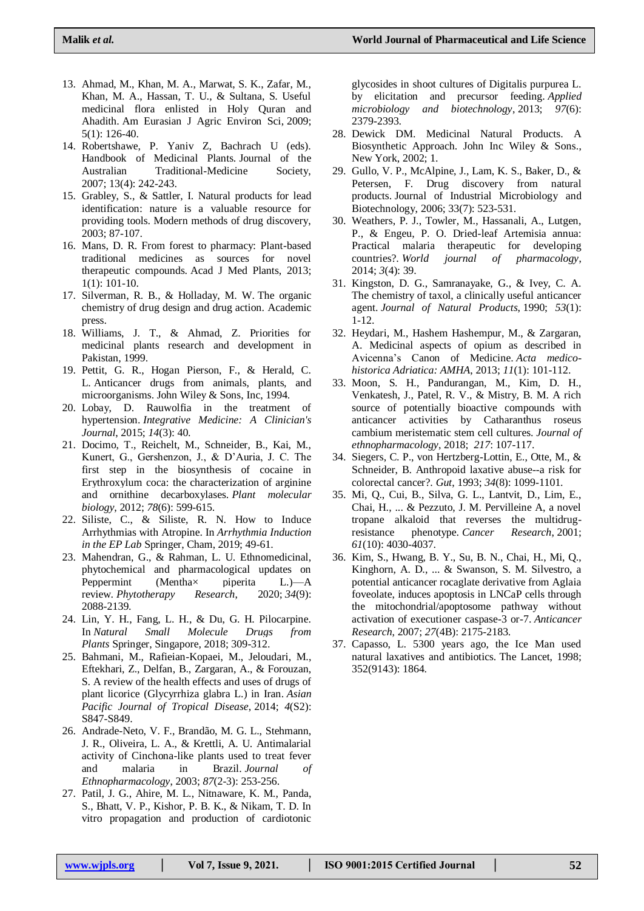13. Ahmad, M., Khan, M. A., Marwat, S. K., Zafar, M., Khan, M. A., Hassan, T. U., & Sultana, S. Useful medicinal flora enlisted in Holy Quran and Ahadith. Am Eurasian J Agric Environ Sci, 2009; 5(1): 126-40.
14. Robertshawe, P. Yaniv Z, Bachrach U (eds). Handbook of Medicinal Plants. Journal of the Australian Traditional-Medicine Society, 2007; 13(4): 242-243.
15. Grabley, S., & Sattler, I. Natural products for lead identification: nature is a valuable resource for providing tools. Modern methods of drug discovery, 2003; 87-107.
16. Mans, D. R. From forest to pharmacy: Plant-based traditional medicines as sources for novel therapeutic compounds. Acad J Med Plants, 2013; 1(1): 101-10.
17. Silverman, R. B., & Holladay, M. W. The organic chemistry of drug design and drug action. Academic press.
18. Williams, J. T., & Ahmad, Z. Priorities for medicinal plants research and development in Pakistan, 1999.
19. Pettit, G. R., Hogan Pierson, F., & Herald, C. L. Anticancer drugs from animals, plants, and microorganisms. John Wiley & Sons, Inc, 1994.
20. Lobay, D. Rauwolfia in the treatment of hypertension. *Integrative Medicine: A Clinician's Journal*, 2015; *14*(3): 40.
21. Docimo, T., Reichelt, M., Schneider, B., Kai, M., Kunert, G., Gershenzon, J., & D'Auria, J. C. The first step in the biosynthesis of cocaine in Erythroxylum coca: the characterization of arginine and ornithine decarboxylases. *Plant molecular biology*, 2012; *78*(6): 599-615.
22. Siliste, C., & Siliste, R. N. How to Induce Arrhythmias with Atropine. In *Arrhythmia Induction in the EP Lab* Springer, Cham, 2019; 49-61.
23. Mahendran, G., & Rahman, L. U. Ethnomedicinal, phytochemical and pharmacological updates on Peppermint (Mentha× piperita L.)—A review. *Phytotherapy Research*, 2020; *34*(9): 2088-2139.
24. Lin, Y. H., Fang, L. H., & Du, G. H. Pilocarpine. In *Natural Small Molecule Drugs from Plants* Springer, Singapore, 2018; 309-312.
25. Bahmani, M., Rafieian-Kopaei, M., Jeloudari, M., Eftekhari, Z., Delfan, B., Zargaran, A., & Forouzan, S. A review of the health effects and uses of drugs of plant licorice (Glycyrrhiza glabra L.) in Iran. *Asian Pacific Journal of Tropical Disease*, 2014; *4*(S2): S847-S849.
26. Andrade-Neto, V. F., Brandão, M. G. L., Stehmann, J. R., Oliveira, L. A., & Krettli, A. U. Antimalarial activity of Cinchona-like plants used to treat fever and malaria in Brazil. *Journal of Ethnopharmacology*, 2003; *87*(2-3): 253-256.
27. Patil, J. G., Ahire, M. L., Nitnaware, K. M., Panda, S., Bhatt, V. P., Kishor, P. B. K., & Nikam, T. D. In vitro propagation and production of cardiotonic glycosides in shoot cultures of Digitalis purpurea L. by elicitation and precursor feeding. *Applied microbiology and biotechnology*, 2013; *97*(6): 2379-2393.
28. Dewick DM. Medicinal Natural Products. A Biosynthetic Approach. John Inc Wiley & Sons., New York, 2002; 1.
29. Gullo, V. P., McAlpine, J., Lam, K. S., Baker, D., & Petersen, F. Drug discovery from natural products. Journal of Industrial Microbiology and Biotechnology, 2006; 33(7): 523-531.
30. Weathers, P. J., Towler, M., Hassanali, A., Lutgen, P., & Engeu, P. O. Dried-leaf Artemisia annua: Practical malaria therapeutic for developing countries?. *World journal of pharmacology*, 2014; *3*(4): 39.
31. Kingston, D. G., Samranayake, G., & Ivey, C. A. The chemistry of taxol, a clinically useful anticancer agent. *Journal of Natural Products*, 1990; *53*(1): 1-12.
32. Heydari, M., Hashem Hashempur, M., & Zargaran, A. Medicinal aspects of opium as described in Avicenna's Canon of Medicine. *Acta medico-historica Adriatica: AMHA*, 2013; *11*(1): 101-112.
33. Moon, S. H., Pandurangan, M., Kim, D. H., Venkatesh, J., Patel, R. V., & Mistry, B. M. A rich source of potentially bioactive compounds with anticancer activities by Catharanthus roseus cambium meristematic stem cell cultures. *Journal of ethnopharmacology*, 2018; *217*: 107-117.
34. Siegers, C. P., von Hertzberg-Lottin, E., Otte, M., & Schneider, B. Anthropoid laxative abuse--a risk for colorectal cancer?. *Gut*, 1993; *34*(8): 1099-1101.
35. Mi, Q., Cui, B., Silva, G. L., Lantvit, D., Lim, E., Chai, H., ... & Pezzuto, J. M. Pervilleine A, a novel tropane alkaloid that reverses the multidrug-resistance phenotype. *Cancer Research*, 2001; *61*(10): 4030-4037.
36. Kim, S., Hwang, B. Y., Su, B. N., Chai, H., Mi, Q., Kinghorn, A. D., ... & Swanson, S. M. Silvestro, a potential anticancer rocaglate derivative from Aglaia foveolate, induces apoptosis in LNCaP cells through the mitochondrial/apoptosome pathway without activation of executioner caspase-3 or-7. *Anticancer Research*, 2007; *27*(4B): 2175-2183.
37. Capasso, L. 5300 years ago, the Ice Man used natural laxatives and antibiotics. The Lancet, 1998; 352(9143): 1864.